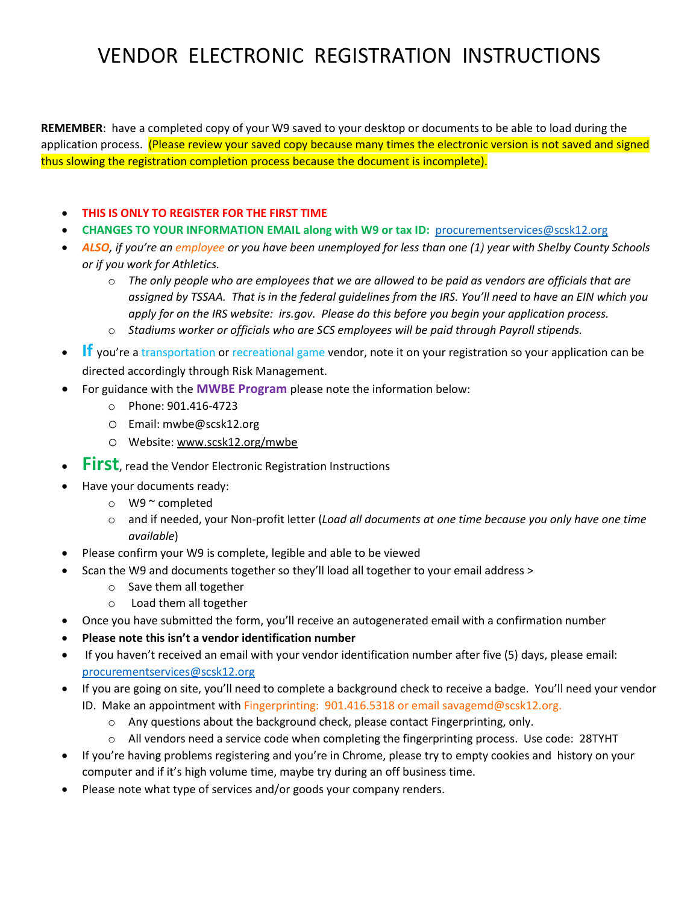# VENDOR ELECTRONIC REGISTRATION INSTRUCTIONS

**REMEMBER**: have a completed copy of your W9 saved to your desktop or documents to be able to load during the application process. (Please review your saved copy because many times the electronic version is not saved and signed thus slowing the registration completion process because the document is incomplete).

- **THIS IS ONLY TO REGISTER FOR THE FIRST TIME**
- **CHANGES TO YOUR INFORMATION EMAIL along with W9 or tax ID:** procurementservices@scsk12.org
- ***ALSO**, if you're an employee or you have been unemployed for less than one (1) year with Shelby County Schools or if you work for Athletics.*
  - *The only people who are employees that we are allowed to be paid as vendors are officials that are assigned by TSSAA. That is in the federal guidelines from the IRS. You'll need to have an EIN which you apply for on the IRS website: irs.gov. Please do this before you begin your application process.*
  - *Stadiums worker or officials who are SCS employees will be paid through Payroll stipends.*
- **If** you're a transportation or recreational game vendor, note it on your registration so your application can be directed accordingly through Risk Management.
- For guidance with the **MWBE Program** please note the information below:
  - Phone: 901.416-4723
  - Email: mwbe@scsk12.org
  - Website: www.scsk12.org/mwbe
- **First**, read the Vendor Electronic Registration Instructions
- Have your documents ready:
  - W9 ~ completed
  - and if needed, your Non-profit letter (*Load all documents at one time because you only have one time available*)
- Please confirm your W9 is complete, legible and able to be viewed
- Scan the W9 and documents together so they'll load all together to your email address >
  - Save them all together
  - Load them all together
- Once you have submitted the form, you'll receive an autogenerated email with a confirmation number
- **Please note this isn't a vendor identification number**
- If you haven't received an email with your vendor identification number after five (5) days, please email: procurementservices@scsk12.org
- If you are going on site, you'll need to complete a background check to receive a badge. You'll need your vendor ID. Make an appointment with Fingerprinting: 901.416.5318 or email savagemd@scsk12.org.
  - Any questions about the background check, please contact Fingerprinting, only.
  - All vendors need a service code when completing the fingerprinting process. Use code: 28TYHT
- If you're having problems registering and you're in Chrome, please try to empty cookies and history on your computer and if it's high volume time, maybe try during an off business time.
- Please note what type of services and/or goods your company renders.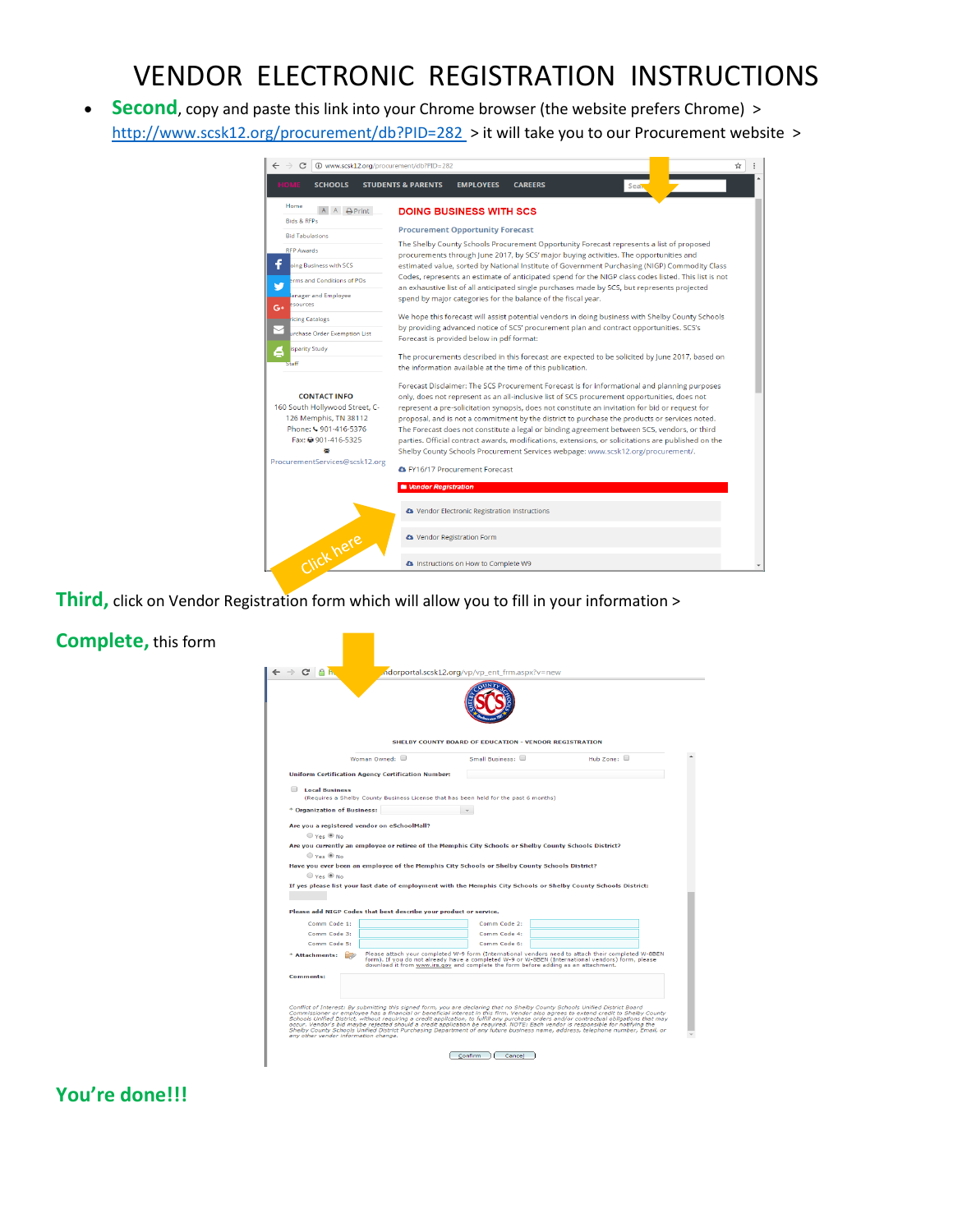# VENDOR ELECTRONIC REGISTRATION INSTRUCTIONS

- **Second**, copy and paste this link into your Chrome browser (the website prefers Chrome) > http://www.scsk12.org/procurement/db?PID=282 > it will take you to our Procurement website >

**Third,** click on Vendor Registration form which will allow you to fill in your information >

**Complete,** this form

**You're done!!!**